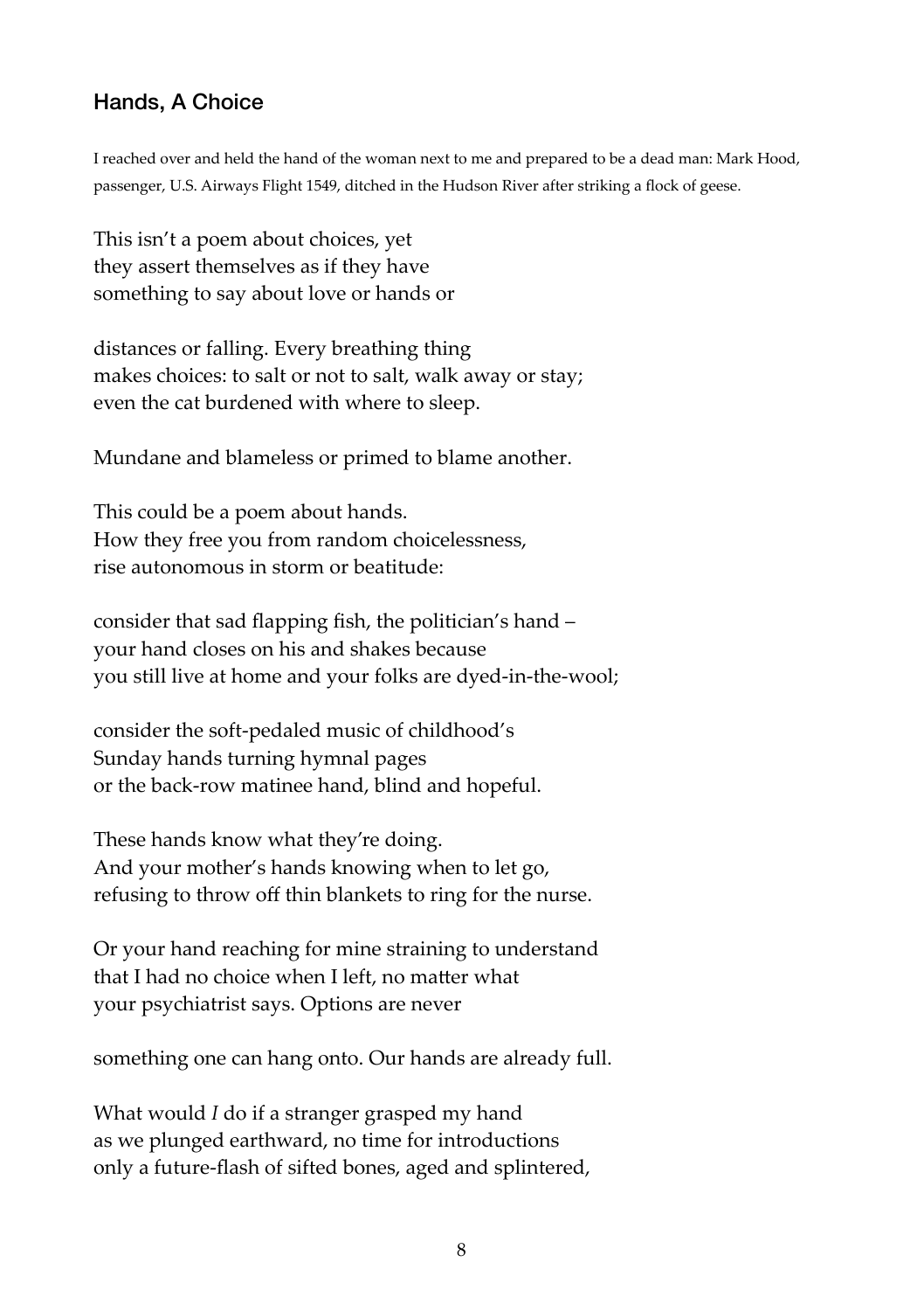## Hands, A Choice

I reached over and held the hand of the woman next to me and prepared to be a dead man: Mark Hood, passenger, U.S. Airways Flight 1549, ditched in the Hudson River after striking a flock of geese.

This isn't a poem about choices, yet  
they assert themselves as if they have  
something to say about love or hands or

distances or falling. Every breathing thing  
makes choices: to salt or not to salt, walk away or stay;  
even the cat burdened with where to sleep.

Mundane and blameless or primed to blame another.

This could be a poem about hands.  
How they free you from random choicelessness,  
rise autonomous in storm or beatitude:

consider that sad flapping fish, the politician's hand –  
your hand closes on his and shakes because  
you still live at home and your folks are dyed-in-the-wool;

consider the soft-pedaled music of childhood's  
Sunday hands turning hymnal pages  
or the back-row matinee hand, blind and hopeful.

These hands know what they're doing.  
And your mother's hands knowing when to let go,  
refusing to throw off thin blankets to ring for the nurse.

Or your hand reaching for mine straining to understand  
that I had no choice when I left, no matter what  
your psychiatrist says. Options are never

something one can hang onto. Our hands are already full.

What would *I* do if a stranger grasped my hand  
as we plunged earthward, no time for introductions  
only a future-flash of sifted bones, aged and splintered,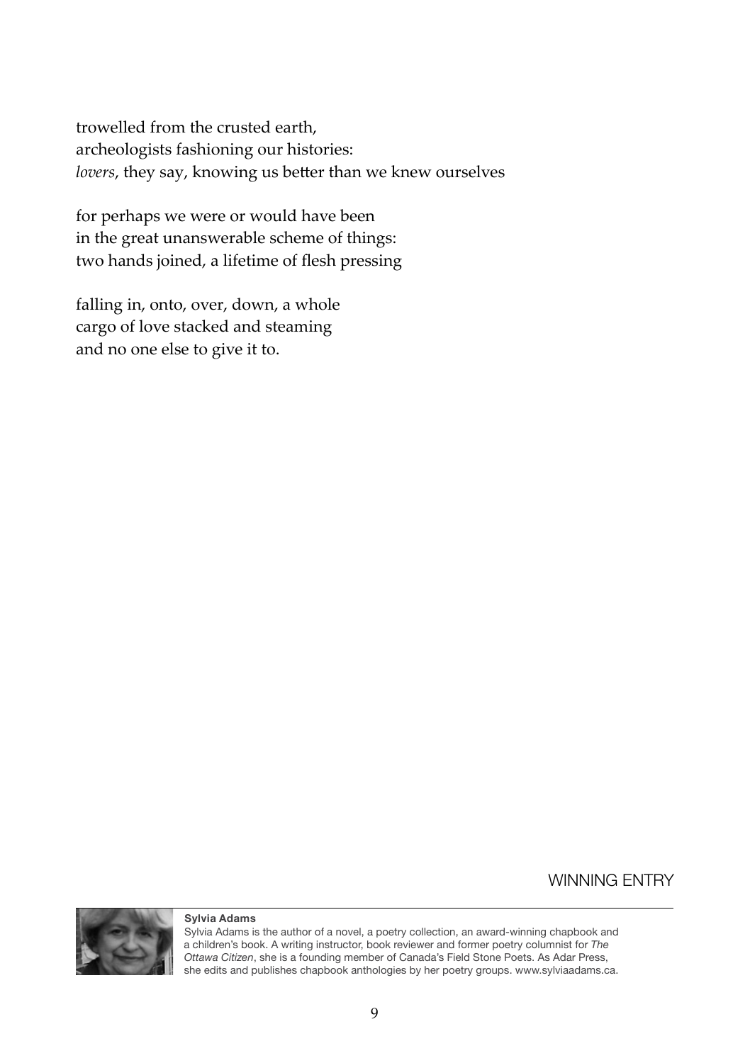trowelled from the crusted earth,
archeologists fashioning our histories:
*lovers*, they say, knowing us better than we knew ourselves

for perhaps we were or would have been
in the great unanswerable scheme of things:
two hands joined, a lifetime of flesh pressing

falling in, onto, over, down, a whole
cargo of love stacked and steaming
and no one else to give it to.

WINNING ENTRY

**Sylvia Adams**

Sylvia Adams is the author of a novel, a poetry collection, an award-winning chapbook and a children's book. A writing instructor, book reviewer and former poetry columnist for *The Ottawa Citizen*, she is a founding member of Canada's Field Stone Poets. As Adar Press, she edits and publishes chapbook anthologies by her poetry groups. www.sylviaadams.ca.